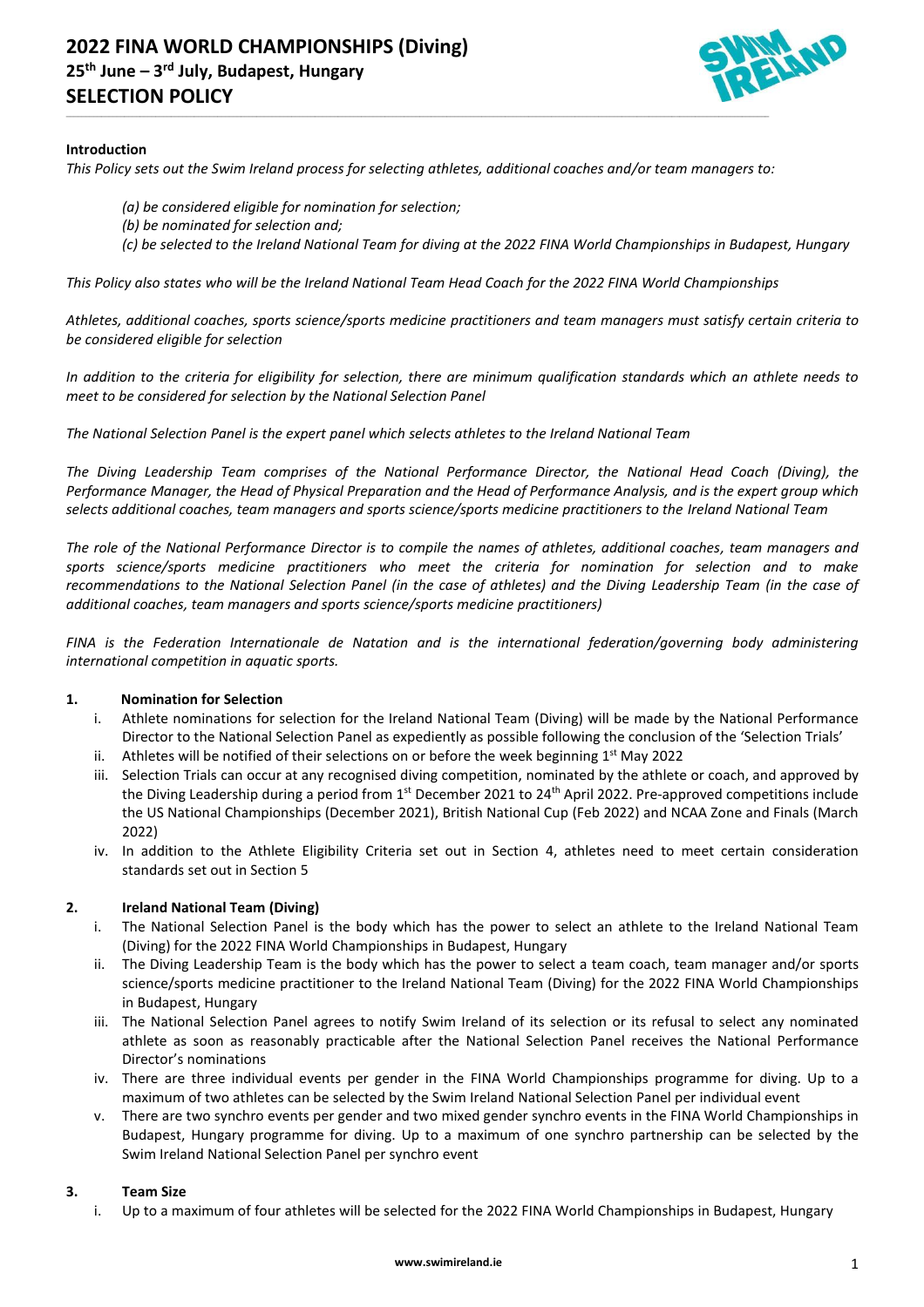# 2022 FINA WORLD CHAMPIONSHIPS (Diving)
## 25th June – 3rd July, Budapest, Hungary
## SELECTION POLICY

**Introduction**

*This Policy sets out the Swim Ireland process for selecting athletes, additional coaches and/or team managers to:*

- *(a) be considered eligible for nomination for selection;*
- *(b) be nominated for selection and;*
- *(c) be selected to the Ireland National Team for diving at the 2022 FINA World Championships in Budapest, Hungary*

*This Policy also states who will be the Ireland National Team Head Coach for the 2022 FINA World Championships*

*Athletes, additional coaches, sports science/sports medicine practitioners and team managers must satisfy certain criteria to be considered eligible for selection*

*In addition to the criteria for eligibility for selection, there are minimum qualification standards which an athlete needs to meet to be considered for selection by the National Selection Panel*

*The National Selection Panel is the expert panel which selects athletes to the Ireland National Team*

*The Diving Leadership Team comprises of the National Performance Director, the National Head Coach (Diving), the Performance Manager, the Head of Physical Preparation and the Head of Performance Analysis, and is the expert group which selects additional coaches, team managers and sports science/sports medicine practitioners to the Ireland National Team*

*The role of the National Performance Director is to compile the names of athletes, additional coaches, team managers and sports science/sports medicine practitioners who meet the criteria for nomination for selection and to make recommendations to the National Selection Panel (in the case of athletes) and the Diving Leadership Team (in the case of additional coaches, team managers and sports science/sports medicine practitioners)*

*FINA is the Federation Internationale de Natation and is the international federation/governing body administering international competition in aquatic sports.*

**1. Nomination for Selection**

- i. Athlete nominations for selection for the Ireland National Team (Diving) will be made by the National Performance Director to the National Selection Panel as expediently as possible following the conclusion of the 'Selection Trials'
- ii. Athletes will be notified of their selections on or before the week beginning 1st May 2022
- iii. Selection Trials can occur at any recognised diving competition, nominated by the athlete or coach, and approved by the Diving Leadership during a period from 1st December 2021 to 24th April 2022. Pre-approved competitions include the US National Championships (December 2021), British National Cup (Feb 2022) and NCAA Zone and Finals (March 2022)
- iv. In addition to the Athlete Eligibility Criteria set out in Section 4, athletes need to meet certain consideration standards set out in Section 5

**2. Ireland National Team (Diving)**

- i. The National Selection Panel is the body which has the power to select an athlete to the Ireland National Team (Diving) for the 2022 FINA World Championships in Budapest, Hungary
- ii. The Diving Leadership Team is the body which has the power to select a team coach, team manager and/or sports science/sports medicine practitioner to the Ireland National Team (Diving) for the 2022 FINA World Championships in Budapest, Hungary
- iii. The National Selection Panel agrees to notify Swim Ireland of its selection or its refusal to select any nominated athlete as soon as reasonably practicable after the National Selection Panel receives the National Performance Director's nominations
- iv. There are three individual events per gender in the FINA World Championships programme for diving. Up to a maximum of two athletes can be selected by the Swim Ireland National Selection Panel per individual event
- v. There are two synchro events per gender and two mixed gender synchro events in the FINA World Championships in Budapest, Hungary programme for diving. Up to a maximum of one synchro partnership can be selected by the Swim Ireland National Selection Panel per synchro event

**3. Team Size**

- i. Up to a maximum of four athletes will be selected for the 2022 FINA World Championships in Budapest, Hungary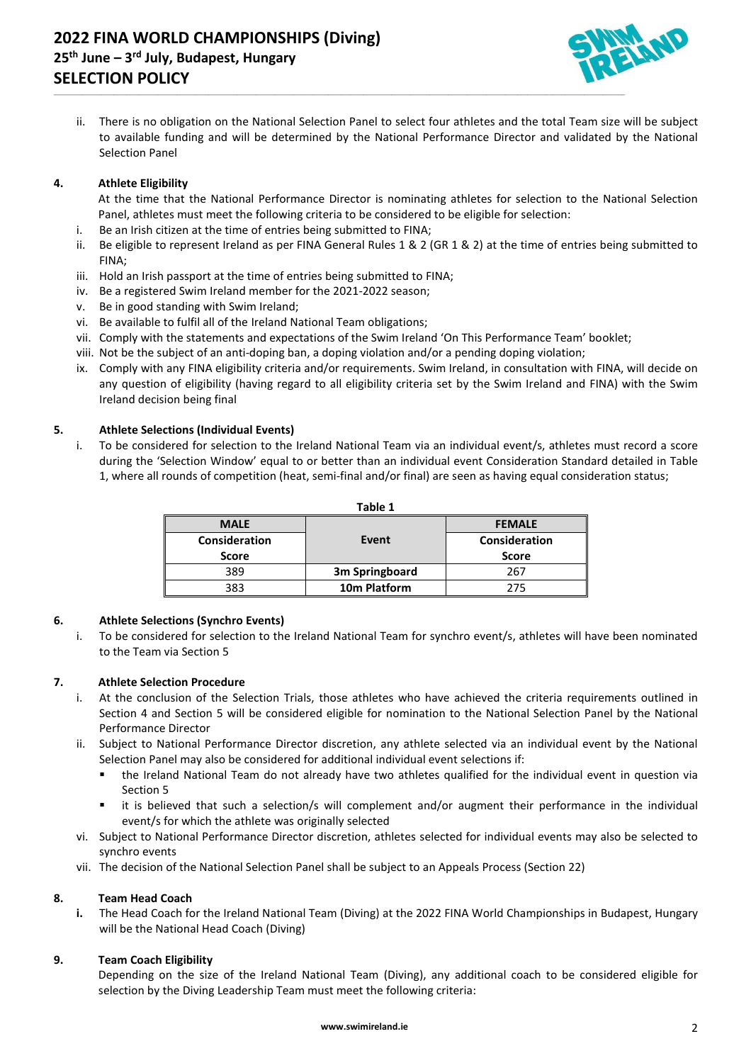ii. There is no obligation on the National Selection Panel to select four athletes and the total Team size will be subject to available funding and will be determined by the National Performance Director and validated by the National Selection Panel

**4. Athlete Eligibility**

At the time that the National Performance Director is nominating athletes for selection to the National Selection Panel, athletes must meet the following criteria to be considered to be eligible for selection:

i. Be an Irish citizen at the time of entries being submitted to FINA;
ii. Be eligible to represent Ireland as per FINA General Rules 1 & 2 (GR 1 & 2) at the time of entries being submitted to FINA;
iii. Hold an Irish passport at the time of entries being submitted to FINA;
iv. Be a registered Swim Ireland member for the 2021-2022 season;
v. Be in good standing with Swim Ireland;
vi. Be available to fulfil all of the Ireland National Team obligations;
vii. Comply with the statements and expectations of the Swim Ireland 'On This Performance Team' booklet;
viii. Not be the subject of an anti-doping ban, a doping violation and/or a pending doping violation;
ix. Comply with any FINA eligibility criteria and/or requirements. Swim Ireland, in consultation with FINA, will decide on any question of eligibility (having regard to all eligibility criteria set by the Swim Ireland and FINA) with the Swim Ireland decision being final

**5. Athlete Selections (Individual Events)**

i. To be considered for selection to the Ireland National Team via an individual event/s, athletes must record a score during the 'Selection Window' equal to or better than an individual event Consideration Standard detailed in Table 1, where all rounds of competition (heat, semi-final and/or final) are seen as having equal consideration status;

**Table 1**

| MALE Consideration Score | Event | FEMALE Consideration Score |
|---|---|---|
| 389 | **3m Springboard** | 267 |
| 383 | **10m Platform** | 275 |

**6. Athlete Selections (Synchro Events)**

i. To be considered for selection to the Ireland National Team for synchro event/s, athletes will have been nominated to the Team via Section 5

**7. Athlete Selection Procedure**

i. At the conclusion of the Selection Trials, those athletes who have achieved the criteria requirements outlined in Section 4 and Section 5 will be considered eligible for nomination to the National Selection Panel by the National Performance Director
ii. Subject to National Performance Director discretion, any athlete selected via an individual event by the National Selection Panel may also be considered for additional individual event selections if:
   - the Ireland National Team do not already have two athletes qualified for the individual event in question via Section 5
   - it is believed that such a selection/s will complement and/or augment their performance in the individual event/s for which the athlete was originally selected

vi. Subject to National Performance Director discretion, athletes selected for individual events may also be selected to synchro events
vii. The decision of the National Selection Panel shall be subject to an Appeals Process (Section 22)

**8. Team Head Coach**

**i.** The Head Coach for the Ireland National Team (Diving) at the 2022 FINA World Championships in Budapest, Hungary will be the National Head Coach (Diving)

**9. Team Coach Eligibility**

Depending on the size of the Ireland National Team (Diving), any additional coach to be considered eligible for selection by the Diving Leadership Team must meet the following criteria: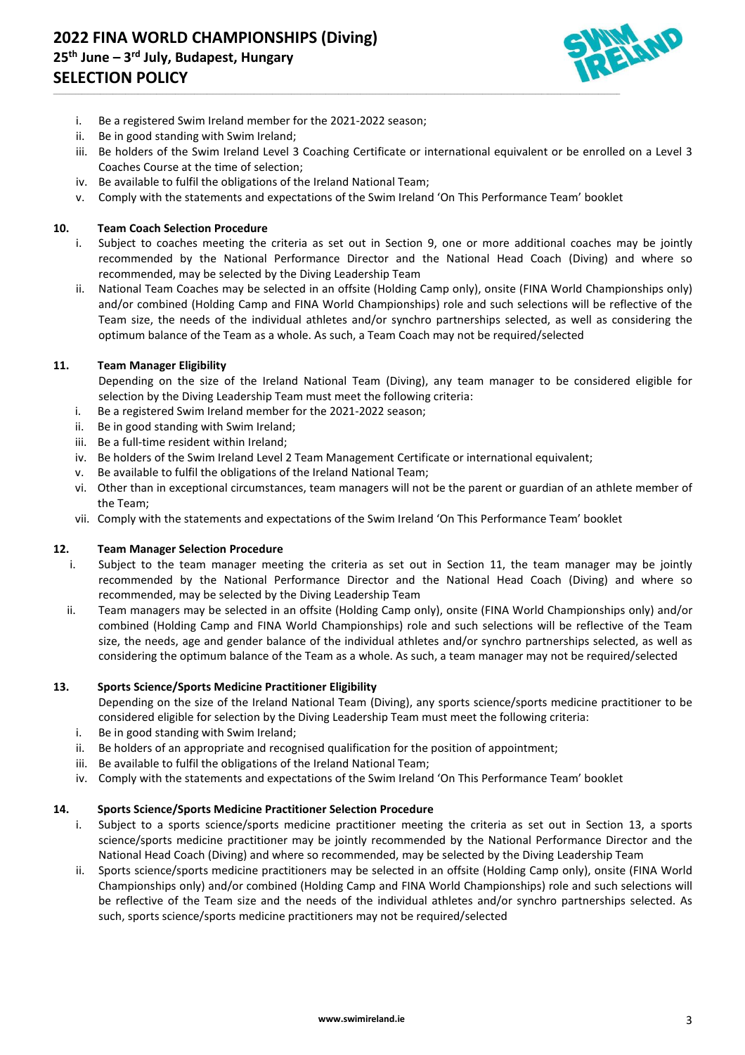i. Be a registered Swim Ireland member for the 2021-2022 season;
ii. Be in good standing with Swim Ireland;
iii. Be holders of the Swim Ireland Level 3 Coaching Certificate or international equivalent or be enrolled on a Level 3 Coaches Course at the time of selection;
iv. Be available to fulfil the obligations of the Ireland National Team;
v. Comply with the statements and expectations of the Swim Ireland 'On This Performance Team' booklet

### 10. Team Coach Selection Procedure

i. Subject to coaches meeting the criteria as set out in Section 9, one or more additional coaches may be jointly recommended by the National Performance Director and the National Head Coach (Diving) and where so recommended, may be selected by the Diving Leadership Team
ii. National Team Coaches may be selected in an offsite (Holding Camp only), onsite (FINA World Championships only) and/or combined (Holding Camp and FINA World Championships) role and such selections will be reflective of the Team size, the needs of the individual athletes and/or synchro partnerships selected, as well as considering the optimum balance of the Team as a whole. As such, a Team Coach may not be required/selected

### 11. Team Manager Eligibility

Depending on the size of the Ireland National Team (Diving), any team manager to be considered eligible for selection by the Diving Leadership Team must meet the following criteria:

i. Be a registered Swim Ireland member for the 2021-2022 season;
ii. Be in good standing with Swim Ireland;
iii. Be a full-time resident within Ireland;
iv. Be holders of the Swim Ireland Level 2 Team Management Certificate or international equivalent;
v. Be available to fulfil the obligations of the Ireland National Team;
vi. Other than in exceptional circumstances, team managers will not be the parent or guardian of an athlete member of the Team;
vii. Comply with the statements and expectations of the Swim Ireland 'On This Performance Team' booklet

### 12. Team Manager Selection Procedure

i. Subject to the team manager meeting the criteria as set out in Section 11, the team manager may be jointly recommended by the National Performance Director and the National Head Coach (Diving) and where so recommended, may be selected by the Diving Leadership Team
ii. Team managers may be selected in an offsite (Holding Camp only), onsite (FINA World Championships only) and/or combined (Holding Camp and FINA World Championships) role and such selections will be reflective of the Team size, the needs, age and gender balance of the individual athletes and/or synchro partnerships selected, as well as considering the optimum balance of the Team as a whole. As such, a team manager may not be required/selected

### 13. Sports Science/Sports Medicine Practitioner Eligibility

Depending on the size of the Ireland National Team (Diving), any sports science/sports medicine practitioner to be considered eligible for selection by the Diving Leadership Team must meet the following criteria:

i. Be in good standing with Swim Ireland;
ii. Be holders of an appropriate and recognised qualification for the position of appointment;
iii. Be available to fulfil the obligations of the Ireland National Team;
iv. Comply with the statements and expectations of the Swim Ireland 'On This Performance Team' booklet

### 14. Sports Science/Sports Medicine Practitioner Selection Procedure

i. Subject to a sports science/sports medicine practitioner meeting the criteria as set out in Section 13, a sports science/sports medicine practitioner may be jointly recommended by the National Performance Director and the National Head Coach (Diving) and where so recommended, may be selected by the Diving Leadership Team
ii. Sports science/sports medicine practitioners may be selected in an offsite (Holding Camp only), onsite (FINA World Championships only) and/or combined (Holding Camp and FINA World Championships) role and such selections will be reflective of the Team size and the needs of the individual athletes and/or synchro partnerships selected. As such, sports science/sports medicine practitioners may not be required/selected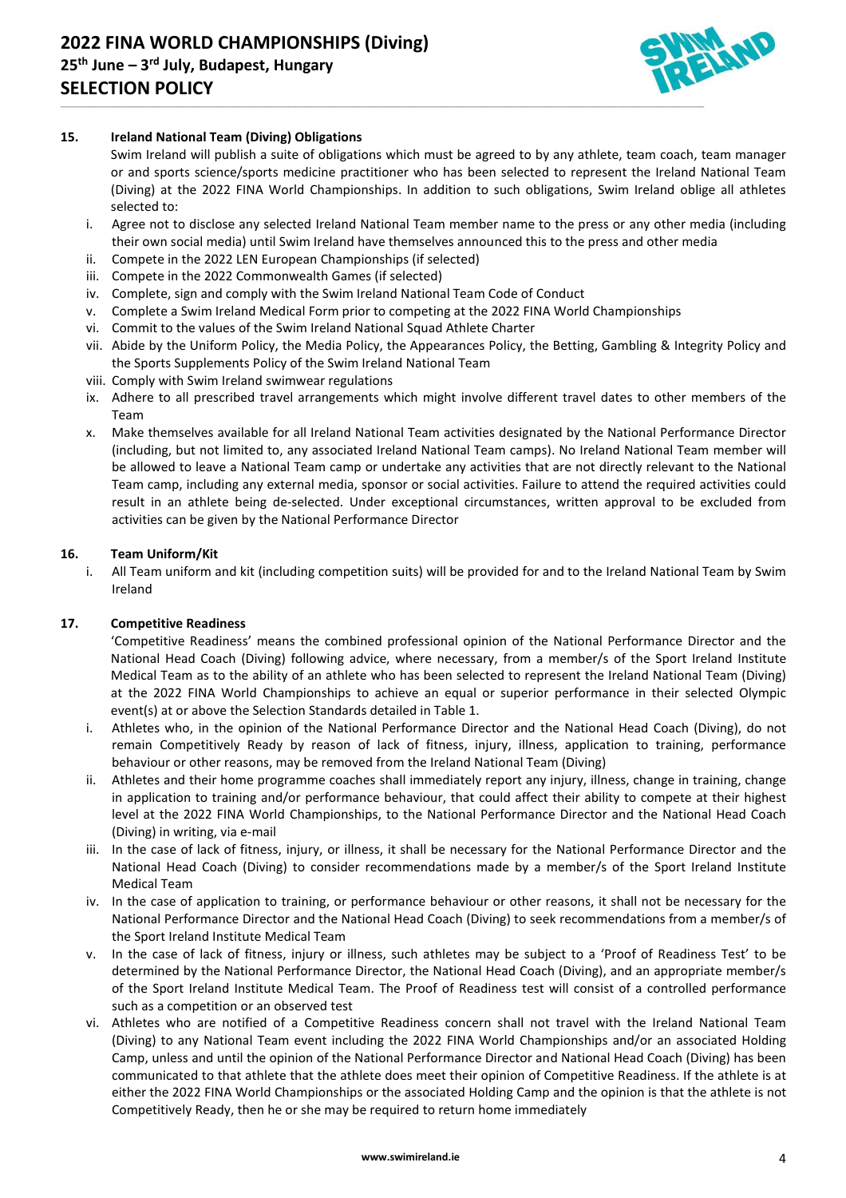## 15. Ireland National Team (Diving) Obligations

Swim Ireland will publish a suite of obligations which must be agreed to by any athlete, team coach, team manager or and sports science/sports medicine practitioner who has been selected to represent the Ireland National Team (Diving) at the 2022 FINA World Championships. In addition to such obligations, Swim Ireland oblige all athletes selected to:

i. Agree not to disclose any selected Ireland National Team member name to the press or any other media (including their own social media) until Swim Ireland have themselves announced this to the press and other media
ii. Compete in the 2022 LEN European Championships (if selected)
iii. Compete in the 2022 Commonwealth Games (if selected)
iv. Complete, sign and comply with the Swim Ireland National Team Code of Conduct
v. Complete a Swim Ireland Medical Form prior to competing at the 2022 FINA World Championships
vi. Commit to the values of the Swim Ireland National Squad Athlete Charter
vii. Abide by the Uniform Policy, the Media Policy, the Appearances Policy, the Betting, Gambling & Integrity Policy and the Sports Supplements Policy of the Swim Ireland National Team
viii. Comply with Swim Ireland swimwear regulations
ix. Adhere to all prescribed travel arrangements which might involve different travel dates to other members of the Team
x. Make themselves available for all Ireland National Team activities designated by the National Performance Director (including, but not limited to, any associated Ireland National Team camps). No Ireland National Team member will be allowed to leave a National Team camp or undertake any activities that are not directly relevant to the National Team camp, including any external media, sponsor or social activities. Failure to attend the required activities could result in an athlete being de-selected. Under exceptional circumstances, written approval to be excluded from activities can be given by the National Performance Director

## 16. Team Uniform/Kit

i. All Team uniform and kit (including competition suits) will be provided for and to the Ireland National Team by Swim Ireland

## 17. Competitive Readiness

'Competitive Readiness' means the combined professional opinion of the National Performance Director and the National Head Coach (Diving) following advice, where necessary, from a member/s of the Sport Ireland Institute Medical Team as to the ability of an athlete who has been selected to represent the Ireland National Team (Diving) at the 2022 FINA World Championships to achieve an equal or superior performance in their selected Olympic event(s) at or above the Selection Standards detailed in Table 1.

i. Athletes who, in the opinion of the National Performance Director and the National Head Coach (Diving), do not remain Competitively Ready by reason of lack of fitness, injury, illness, application to training, performance behaviour or other reasons, may be removed from the Ireland National Team (Diving)
ii. Athletes and their home programme coaches shall immediately report any injury, illness, change in training, change in application to training and/or performance behaviour, that could affect their ability to compete at their highest level at the 2022 FINA World Championships, to the National Performance Director and the National Head Coach (Diving) in writing, via e-mail
iii. In the case of lack of fitness, injury, or illness, it shall be necessary for the National Performance Director and the National Head Coach (Diving) to consider recommendations made by a member/s of the Sport Ireland Institute Medical Team
iv. In the case of application to training, or performance behaviour or other reasons, it shall not be necessary for the National Performance Director and the National Head Coach (Diving) to seek recommendations from a member/s of the Sport Ireland Institute Medical Team
v. In the case of lack of fitness, injury or illness, such athletes may be subject to a 'Proof of Readiness Test' to be determined by the National Performance Director, the National Head Coach (Diving), and an appropriate member/s of the Sport Ireland Institute Medical Team. The Proof of Readiness test will consist of a controlled performance such as a competition or an observed test
vi. Athletes who are notified of a Competitive Readiness concern shall not travel with the Ireland National Team (Diving) to any National Team event including the 2022 FINA World Championships and/or an associated Holding Camp, unless and until the opinion of the National Performance Director and National Head Coach (Diving) has been communicated to that athlete that the athlete does meet their opinion of Competitive Readiness. If the athlete is at either the 2022 FINA World Championships or the associated Holding Camp and the opinion is that the athlete is not Competitively Ready, then he or she may be required to return home immediately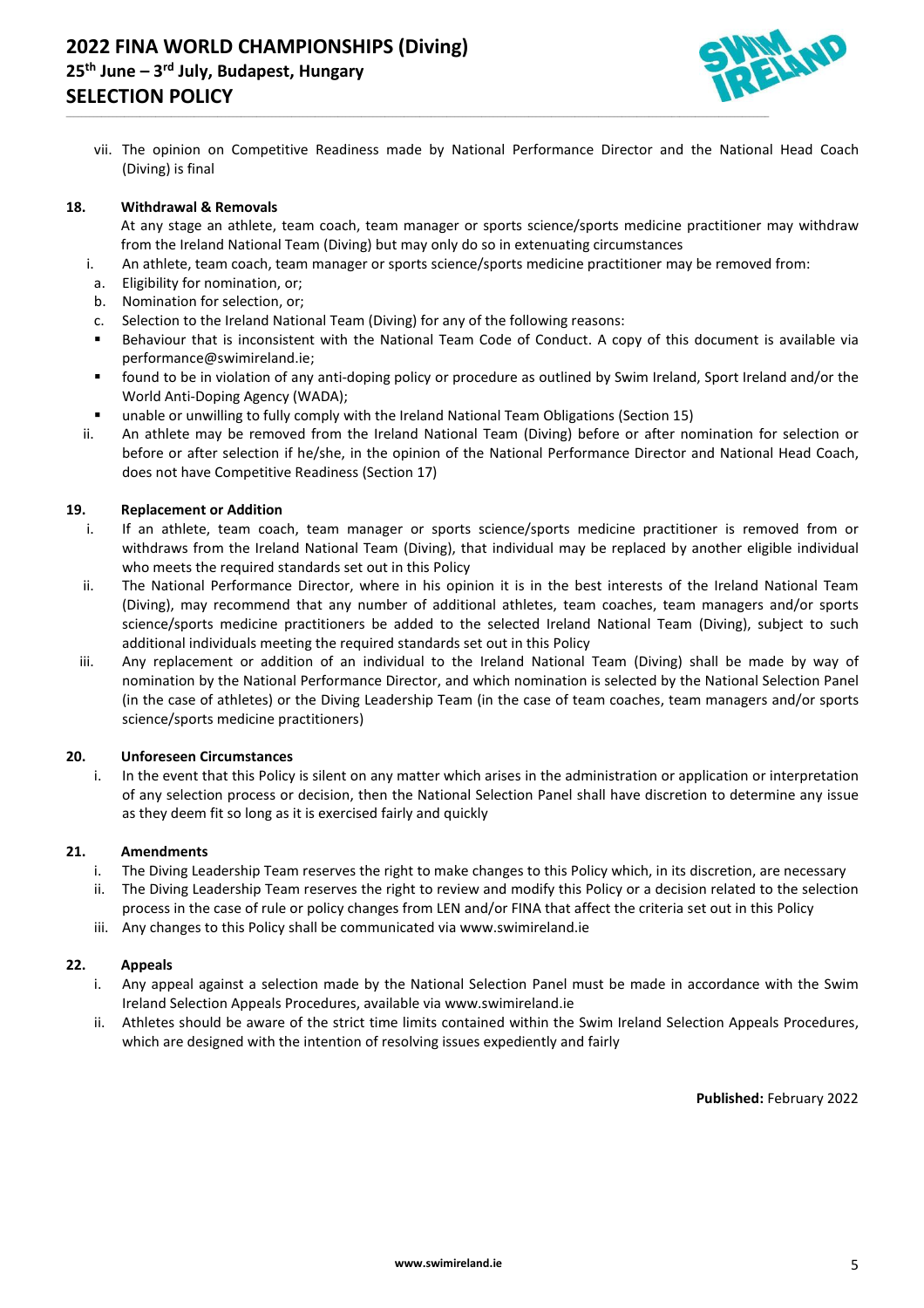vii. The opinion on Competitive Readiness made by National Performance Director and the National Head Coach (Diving) is final

## 18. Withdrawal & Removals

At any stage an athlete, team coach, team manager or sports science/sports medicine practitioner may withdraw from the Ireland National Team (Diving) but may only do so in extenuating circumstances

i. An athlete, team coach, team manager or sports science/sports medicine practitioner may be removed from:

a. Eligibility for nomination, or;

b. Nomination for selection, or;

c. Selection to the Ireland National Team (Diving) for any of the following reasons:

- Behaviour that is inconsistent with the National Team Code of Conduct. A copy of this document is available via performance@swimireland.ie;
- found to be in violation of any anti-doping policy or procedure as outlined by Swim Ireland, Sport Ireland and/or the World Anti-Doping Agency (WADA);
- unable or unwilling to fully comply with the Ireland National Team Obligations (Section 15)

ii. An athlete may be removed from the Ireland National Team (Diving) before or after nomination for selection or before or after selection if he/she, in the opinion of the National Performance Director and National Head Coach, does not have Competitive Readiness (Section 17)

## 19. Replacement or Addition

i. If an athlete, team coach, team manager or sports science/sports medicine practitioner is removed from or withdraws from the Ireland National Team (Diving), that individual may be replaced by another eligible individual who meets the required standards set out in this Policy

ii. The National Performance Director, where in his opinion it is in the best interests of the Ireland National Team (Diving), may recommend that any number of additional athletes, team coaches, team managers and/or sports science/sports medicine practitioners be added to the selected Ireland National Team (Diving), subject to such additional individuals meeting the required standards set out in this Policy

iii. Any replacement or addition of an individual to the Ireland National Team (Diving) shall be made by way of nomination by the National Performance Director, and which nomination is selected by the National Selection Panel (in the case of athletes) or the Diving Leadership Team (in the case of team coaches, team managers and/or sports science/sports medicine practitioners)

## 20. Unforeseen Circumstances

i. In the event that this Policy is silent on any matter which arises in the administration or application or interpretation of any selection process or decision, then the National Selection Panel shall have discretion to determine any issue as they deem fit so long as it is exercised fairly and quickly

## 21. Amendments

i. The Diving Leadership Team reserves the right to make changes to this Policy which, in its discretion, are necessary

ii. The Diving Leadership Team reserves the right to review and modify this Policy or a decision related to the selection process in the case of rule or policy changes from LEN and/or FINA that affect the criteria set out in this Policy

iii. Any changes to this Policy shall be communicated via www.swimireland.ie

## 22. Appeals

i. Any appeal against a selection made by the National Selection Panel must be made in accordance with the Swim Ireland Selection Appeals Procedures, available via www.swimireland.ie

ii. Athletes should be aware of the strict time limits contained within the Swim Ireland Selection Appeals Procedures, which are designed with the intention of resolving issues expediently and fairly

**Published:** February 2022